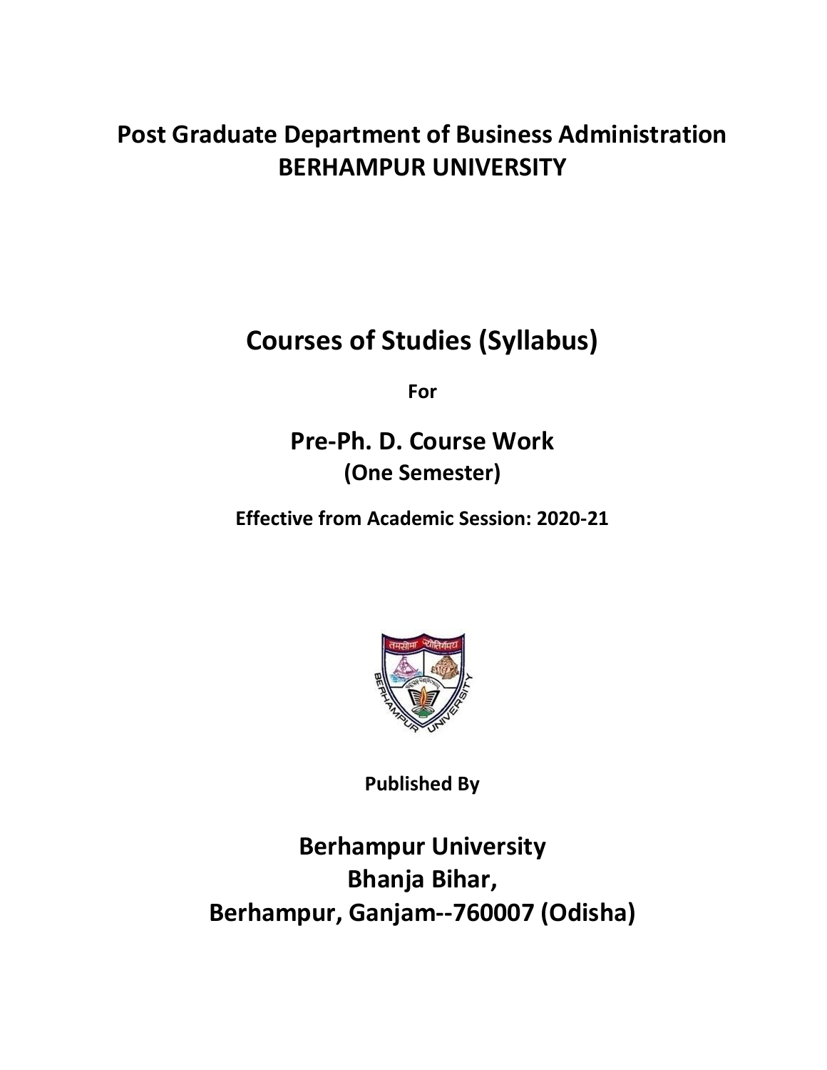# Post Graduate Department of Business Administration
# BERHAMPUR UNIVERSITY

## Courses of Studies (Syllabus)

**For**

## Pre-Ph. D. Course Work
### (One Semester)

**Effective from Academic Session: 2020-21**

**Published By**

## Berhampur University
## Bhanja Bihar,
## Berhampur, Ganjam--760007 (Odisha)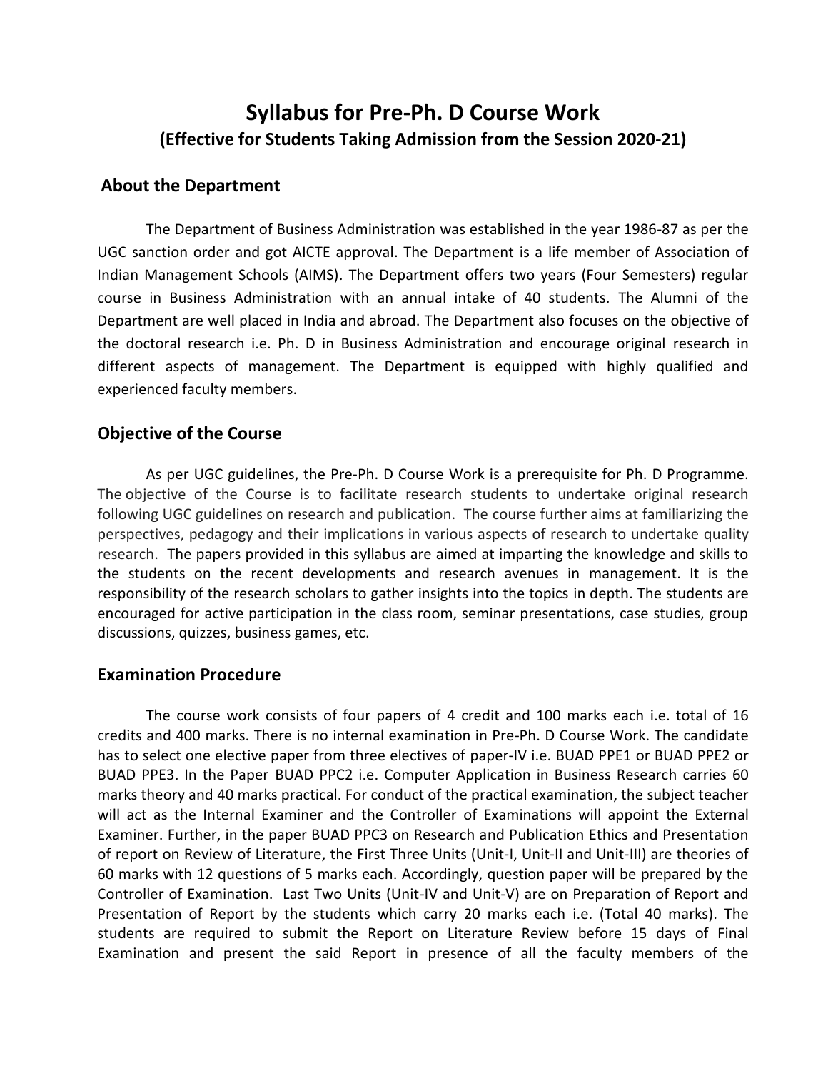# Syllabus for Pre-Ph. D Course Work

## (Effective for Students Taking Admission from the Session 2020-21)

### About the Department

The Department of Business Administration was established in the year 1986-87 as per the UGC sanction order and got AICTE approval. The Department is a life member of Association of Indian Management Schools (AIMS). The Department offers two years (Four Semesters) regular course in Business Administration with an annual intake of 40 students. The Alumni of the Department are well placed in India and abroad. The Department also focuses on the objective of the doctoral research i.e. Ph. D in Business Administration and encourage original research in different aspects of management. The Department is equipped with highly qualified and experienced faculty members.

### Objective of the Course

As per UGC guidelines, the Pre-Ph. D Course Work is a prerequisite for Ph. D Programme. The objective of the Course is to facilitate research students to undertake original research following UGC guidelines on research and publication. The course further aims at familiarizing the perspectives, pedagogy and their implications in various aspects of research to undertake quality research. The papers provided in this syllabus are aimed at imparting the knowledge and skills to the students on the recent developments and research avenues in management. It is the responsibility of the research scholars to gather insights into the topics in depth. The students are encouraged for active participation in the class room, seminar presentations, case studies, group discussions, quizzes, business games, etc.

### Examination Procedure

The course work consists of four papers of 4 credit and 100 marks each i.e. total of 16 credits and 400 marks. There is no internal examination in Pre-Ph. D Course Work. The candidate has to select one elective paper from three electives of paper-IV i.e. BUAD PPE1 or BUAD PPE2 or BUAD PPE3. In the Paper BUAD PPC2 i.e. Computer Application in Business Research carries 60 marks theory and 40 marks practical. For conduct of the practical examination, the subject teacher will act as the Internal Examiner and the Controller of Examinations will appoint the External Examiner. Further, in the paper BUAD PPC3 on Research and Publication Ethics and Presentation of report on Review of Literature, the First Three Units (Unit-I, Unit-II and Unit-III) are theories of 60 marks with 12 questions of 5 marks each. Accordingly, question paper will be prepared by the Controller of Examination. Last Two Units (Unit-IV and Unit-V) are on Preparation of Report and Presentation of Report by the students which carry 20 marks each i.e. (Total 40 marks). The students are required to submit the Report on Literature Review before 15 days of Final Examination and present the said Report in presence of all the faculty members of the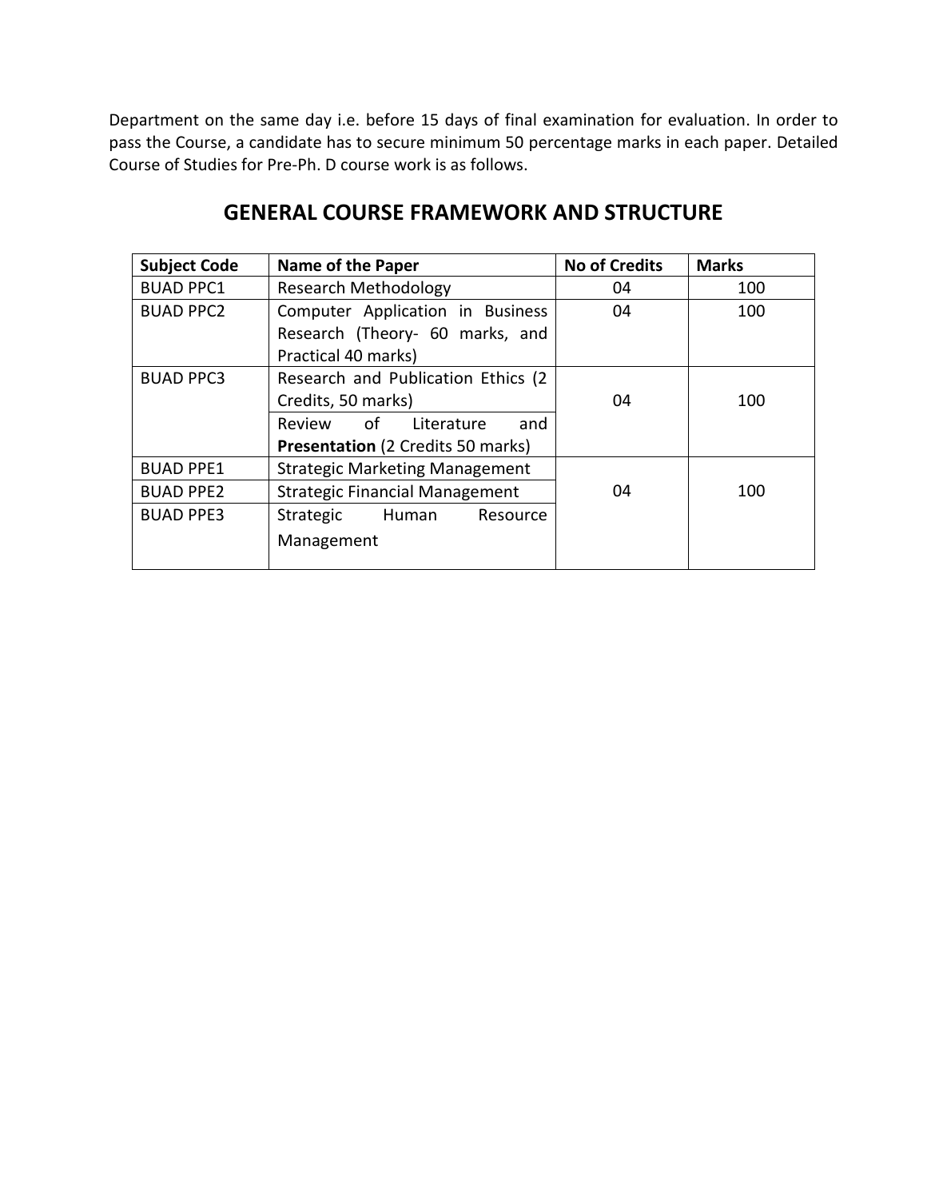Department on the same day i.e. before 15 days of final examination for evaluation. In order to pass the Course, a candidate has to secure minimum 50 percentage marks in each paper. Detailed Course of Studies for Pre-Ph. D course work is as follows.

## GENERAL COURSE FRAMEWORK AND STRUCTURE

| Subject Code | Name of the Paper | No of Credits | Marks |
|---|---|---|---|
| BUAD PPC1 | Research Methodology | 04 | 100 |
| BUAD PPC2 | Computer Application in Business Research (Theory- 60 marks, and Practical 40 marks) | 04 | 100 |
| BUAD PPC3 | Research and Publication Ethics (2 Credits, 50 marks) | 04 | 100 |
| | Review of Literature and **Presentation** (2 Credits 50 marks) | | |
| BUAD PPE1 | Strategic Marketing Management | 04 | 100 |
| BUAD PPE2 | Strategic Financial Management | | |
| BUAD PPE3 | Strategic Human Resource Management | | |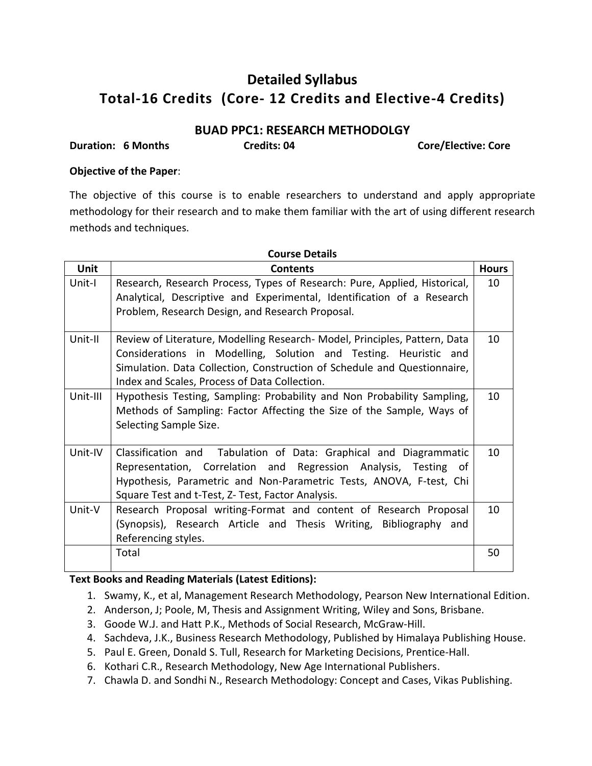# Detailed Syllabus

# Total-16 Credits (Core- 12 Credits and Elective-4 Credits)

## BUAD PPC1: RESEARCH METHODOLGY

**Duration: 6 Months** **Credits: 04** **Core/Elective: Core**

**Objective of the Paper**:

The objective of this course is to enable researchers to understand and apply appropriate methodology for their research and to make them familiar with the art of using different research methods and techniques.

**Course Details**

| Unit | Contents | Hours |
|---|---|---|
| Unit-I | Research, Research Process, Types of Research: Pure, Applied, Historical, Analytical, Descriptive and Experimental, Identification of a Research Problem, Research Design, and Research Proposal. | 10 |
| Unit-II | Review of Literature, Modelling Research- Model, Principles, Pattern, Data Considerations in Modelling, Solution and Testing. Heuristic and Simulation. Data Collection, Construction of Schedule and Questionnaire, Index and Scales, Process of Data Collection. | 10 |
| Unit-III | Hypothesis Testing, Sampling: Probability and Non Probability Sampling, Methods of Sampling: Factor Affecting the Size of the Sample, Ways of Selecting Sample Size. | 10 |
| Unit-IV | Classification and Tabulation of Data: Graphical and Diagrammatic Representation, Correlation and Regression Analysis, Testing of Hypothesis, Parametric and Non-Parametric Tests, ANOVA, F-test, Chi Square Test and t-Test, Z- Test, Factor Analysis. | 10 |
| Unit-V | Research Proposal writing-Format and content of Research Proposal (Synopsis), Research Article and Thesis Writing, Bibliography and Referencing styles. | 10 |
| | Total | 50 |

**Text Books and Reading Materials (Latest Editions):**

1. Swamy, K., et al, Management Research Methodology, Pearson New International Edition.
2. Anderson, J; Poole, M, Thesis and Assignment Writing, Wiley and Sons, Brisbane.
3. Goode W.J. and Hatt P.K., Methods of Social Research, McGraw-Hill.
4. Sachdeva, J.K., Business Research Methodology, Published by Himalaya Publishing House.
5. Paul E. Green, Donald S. Tull, Research for Marketing Decisions, Prentice-Hall.
6. Kothari C.R., Research Methodology, New Age International Publishers.
7. Chawla D. and Sondhi N., Research Methodology: Concept and Cases, Vikas Publishing.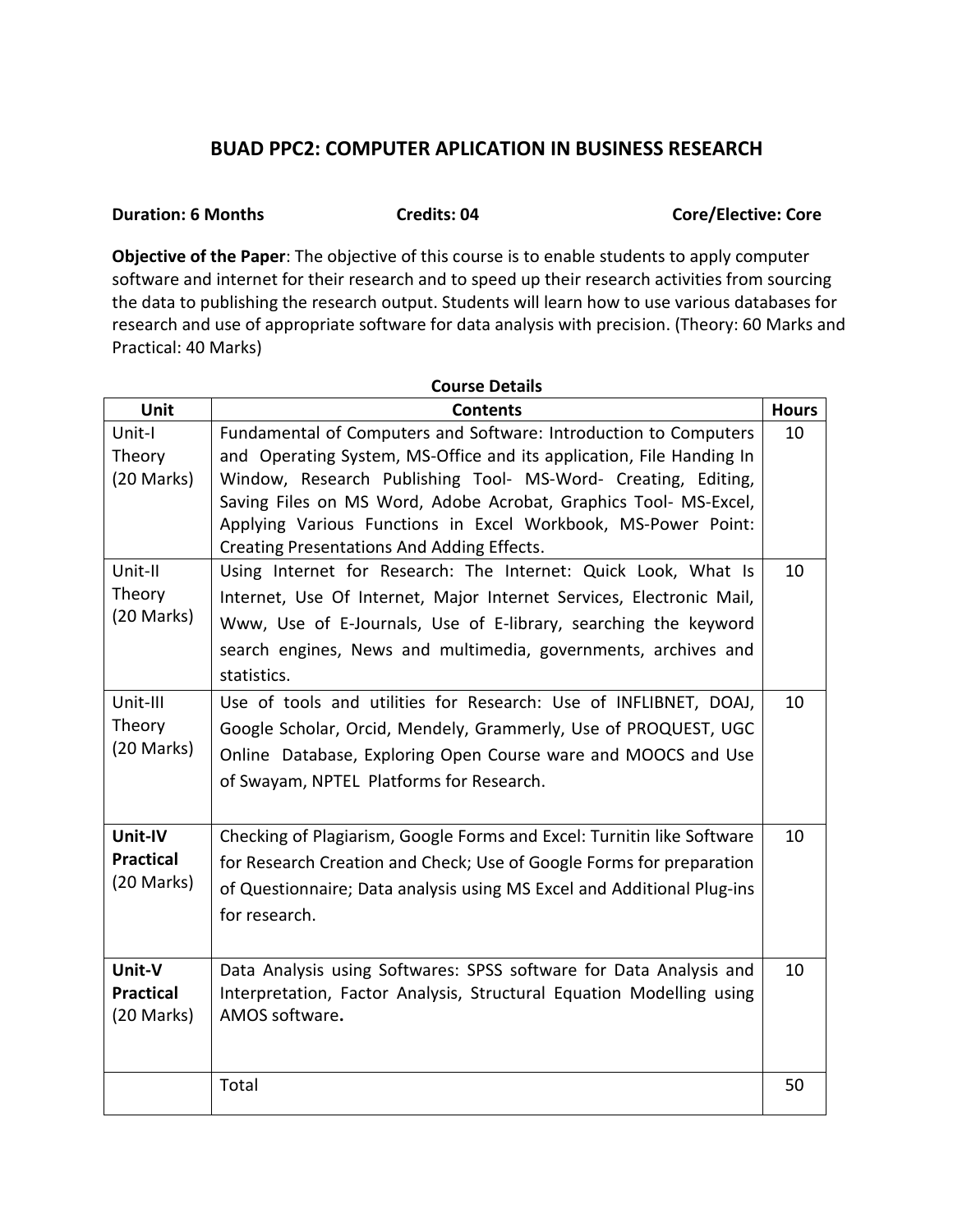## BUAD PPC2: COMPUTER APLICATION IN BUSINESS RESEARCH

**Duration: 6 Months** **Credits: 04** **Core/Elective: Core**

**Objective of the Paper**: The objective of this course is to enable students to apply computer software and internet for their research and to speed up their research activities from sourcing the data to publishing the research output. Students will learn how to use various databases for research and use of appropriate software for data analysis with precision. (Theory: 60 Marks and Practical: 40 Marks)

**Course Details**

| Unit | Contents | Hours |
|---|---|---|
| Unit-I Theory (20 Marks) | Fundamental of Computers and Software: Introduction to Computers and Operating System, MS-Office and its application, File Handing In Window, Research Publishing Tool- MS-Word- Creating, Editing, Saving Files on MS Word, Adobe Acrobat, Graphics Tool- MS-Excel, Applying Various Functions in Excel Workbook, MS-Power Point: Creating Presentations And Adding Effects. | 10 |
| Unit-II Theory (20 Marks) | Using Internet for Research: The Internet: Quick Look, What Is Internet, Use Of Internet, Major Internet Services, Electronic Mail, Www, Use of E-Journals, Use of E-library, searching the keyword search engines, News and multimedia, governments, archives and statistics. | 10 |
| Unit-III Theory (20 Marks) | Use of tools and utilities for Research: Use of INFLIBNET, DOAJ, Google Scholar, Orcid, Mendely, Grammerly, Use of PROQUEST, UGC Online Database, Exploring Open Course ware and MOOCS and Use of Swayam, NPTEL Platforms for Research. | 10 |
| **Unit-IV Practical** (20 Marks) | Checking of Plagiarism, Google Forms and Excel: Turnitin like Software for Research Creation and Check; Use of Google Forms for preparation of Questionnaire; Data analysis using MS Excel and Additional Plug-ins for research. | 10 |
| **Unit-V Practical** (20 Marks) | Data Analysis using Softwares: SPSS software for Data Analysis and Interpretation, Factor Analysis, Structural Equation Modelling using AMOS software**.** | 10 |
| | Total | 50 |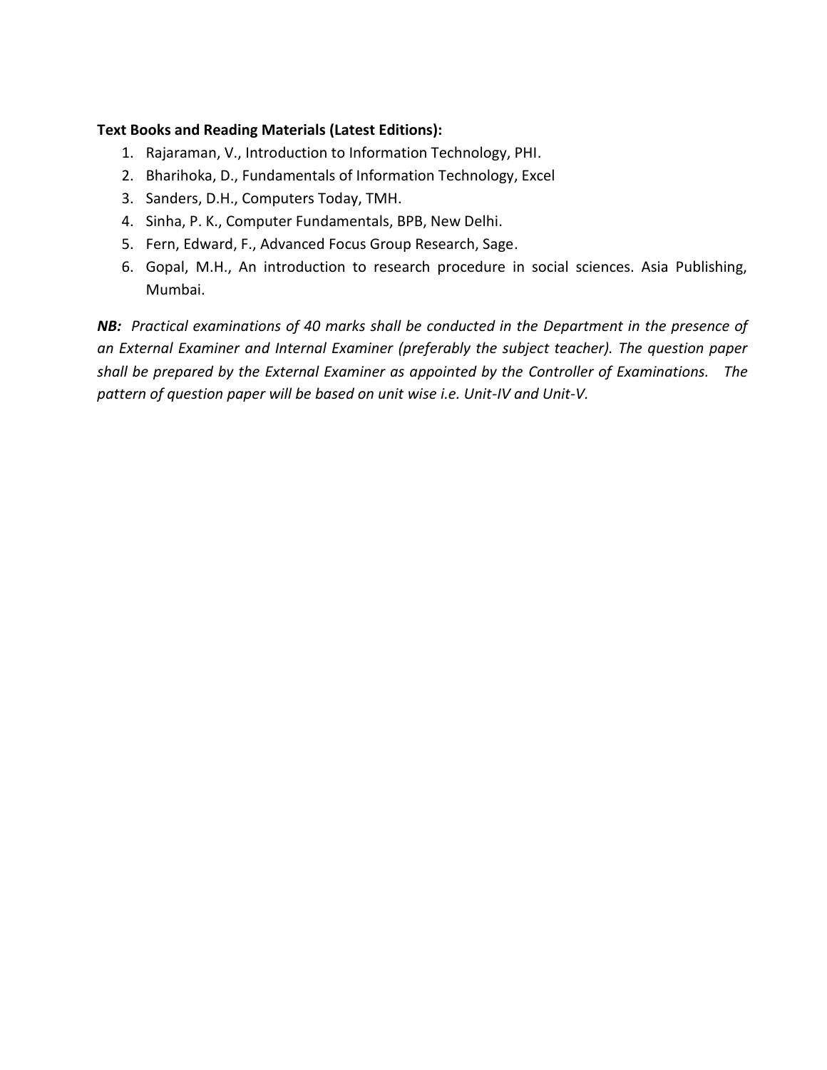**Text Books and Reading Materials (Latest Editions):**

1. Rajaraman, V., Introduction to Information Technology, PHI.
2. Bharihoka, D., Fundamentals of Information Technology, Excel
3. Sanders, D.H., Computers Today, TMH.
4. Sinha, P. K., Computer Fundamentals, BPB, New Delhi.
5. Fern, Edward, F., Advanced Focus Group Research, Sage.
6. Gopal, M.H., An introduction to research procedure in social sciences. Asia Publishing, Mumbai.

***NB:*** *Practical examinations of 40 marks shall be conducted in the Department in the presence of an External Examiner and Internal Examiner (preferably the subject teacher). The question paper shall be prepared by the External Examiner as appointed by the Controller of Examinations. The pattern of question paper will be based on unit wise i.e. Unit-IV and Unit-V.*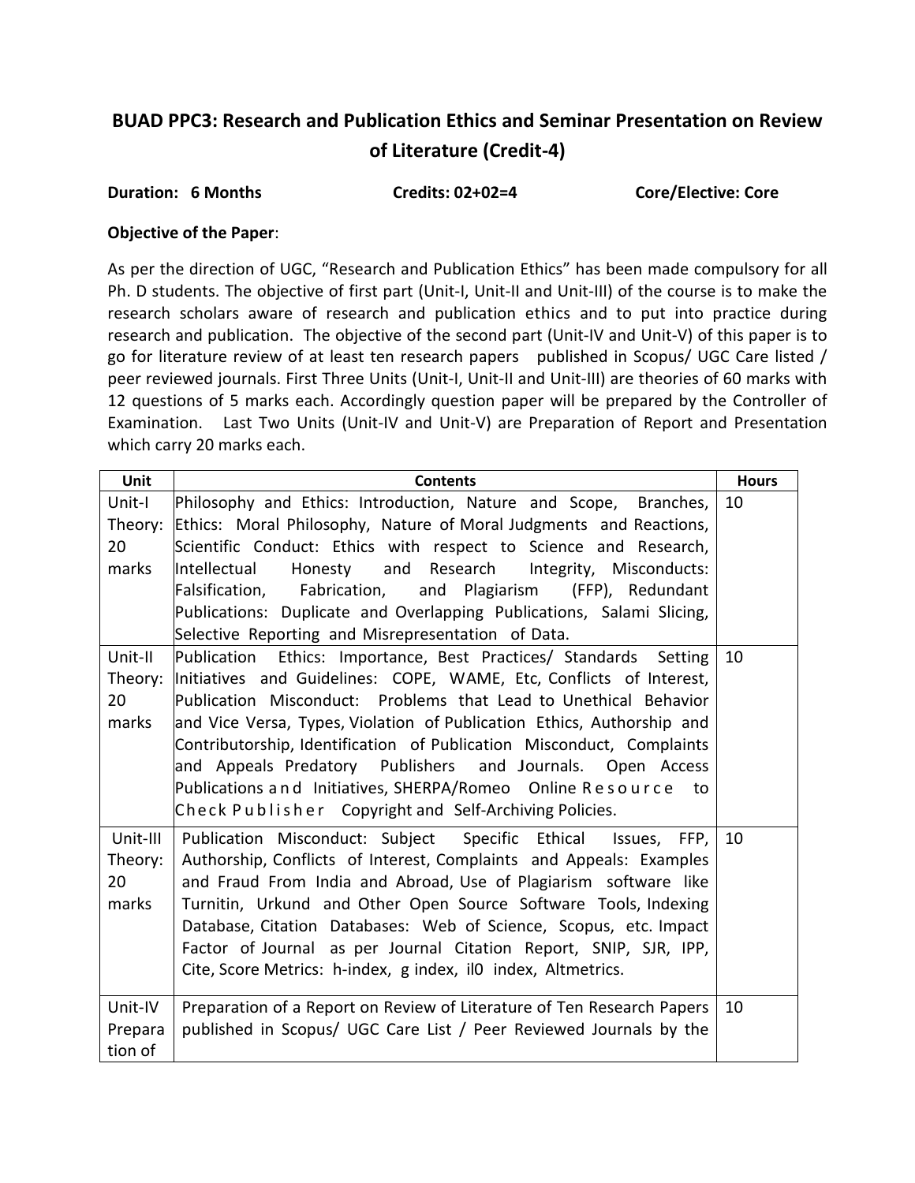# BUAD PPC3: Research and Publication Ethics and Seminar Presentation on Review of Literature (Credit-4)

**Duration: 6 Months** **Credits: 02+02=4** **Core/Elective: Core**

**Objective of the Paper**:

As per the direction of UGC, "Research and Publication Ethics" has been made compulsory for all Ph. D students. The objective of first part (Unit-I, Unit-II and Unit-III) of the course is to make the research scholars aware of research and publication ethics and to put into practice during research and publication. The objective of the second part (Unit-IV and Unit-V) of this paper is to go for literature review of at least ten research papers published in Scopus/ UGC Care listed / peer reviewed journals. First Three Units (Unit-I, Unit-II and Unit-III) are theories of 60 marks with 12 questions of 5 marks each. Accordingly question paper will be prepared by the Controller of Examination. Last Two Units (Unit-IV and Unit-V) are Preparation of Report and Presentation which carry 20 marks each.

| Unit | Contents | Hours |
|---|---|---|
| Unit-I Theory: 20 marks | Philosophy and Ethics: Introduction, Nature and Scope, Branches, Ethics: Moral Philosophy, Nature of Moral Judgments and Reactions, Scientific Conduct: Ethics with respect to Science and Research, Intellectual Honesty and Research Integrity, Misconducts: Falsification, Fabrication, and Plagiarism (FFP), Redundant Publications: Duplicate and Overlapping Publications, Salami Slicing, Selective Reporting and Misrepresentation of Data. | 10 |
| Unit-II Theory: 20 marks | Publication Ethics: Importance, Best Practices/ Standards Setting Initiatives and Guidelines: COPE, WAME, Etc, Conflicts of Interest, Publication Misconduct: Problems that Lead to Unethical Behavior and Vice Versa, Types, Violation of Publication Ethics, Authorship and Contributorship, Identification of Publication Misconduct, Complaints and Appeals Predatory Publishers and Journals. Open Access Publications and Initiatives, SHERPA/Romeo Online Resource to Check Publisher Copyright and Self-Archiving Policies. | 10 |
| Unit-III Theory: 20 marks | Publication Misconduct: Subject Specific Ethical Issues, FFP, Authorship, Conflicts of Interest, Complaints and Appeals: Examples and Fraud From India and Abroad, Use of Plagiarism software like Turnitin, Urkund and Other Open Source Software Tools, Indexing Database, Citation Databases: Web of Science, Scopus, etc. Impact Factor of Journal as per Journal Citation Report, SNIP, SJR, IPP, Cite, Score Metrics: h-index, g index, il0 index, Altmetrics. | 10 |
| Unit-IV Preparation of | Preparation of a Report on Review of Literature of Ten Research Papers published in Scopus/ UGC Care List / Peer Reviewed Journals by the | 10 |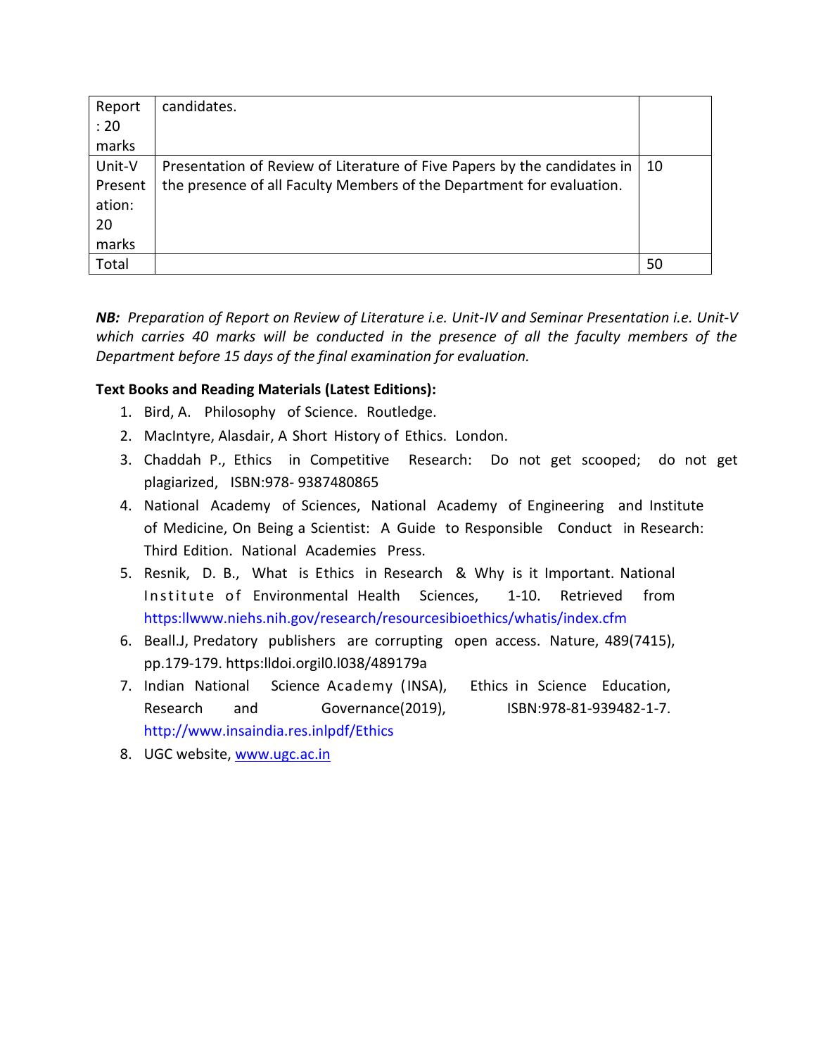| Report : 20 marks | candidates. | |
|---|---|---|
| Unit-V Presentation: 20 marks | Presentation of Review of Literature of Five Papers by the candidates in the presence of all Faculty Members of the Department for evaluation. | 10 |
| Total | | 50 |

***NB:*** *Preparation of Report on Review of Literature i.e. Unit-IV and Seminar Presentation i.e. Unit-V which carries 40 marks will be conducted in the presence of all the faculty members of the Department before 15 days of the final examination for evaluation.*

**Text Books and Reading Materials (Latest Editions):**

1. Bird, A. Philosophy of Science. Routledge.
2. MacIntyre, Alasdair, A Short History of Ethics. London.
3. Chaddah P., Ethics in Competitive Research: Do not get scooped; do not get plagiarized, ISBN:978- 9387480865
4. National Academy of Sciences, National Academy of Engineering and Institute of Medicine, On Being a Scientist: A Guide to Responsible Conduct in Research: Third Edition. National Academies Press.
5. Resnik, D. B., What is Ethics in Research & Why is it Important. National Institute of Environmental Health Sciences, 1-10. Retrieved from https:llwww.niehs.nih.gov/research/resourcesibioethics/whatis/index.cfm
6. Beall.J, Predatory publishers are corrupting open access. Nature, 489(7415), pp.179-179. https:lldoi.orgil0.l038/489179a
7. Indian National Science Academy (INSA), Ethics in Science Education, Research and Governance(2019), ISBN:978-81-939482-1-7. http://www.insaindia.res.inlpdf/Ethics
8. UGC website, www.ugc.ac.in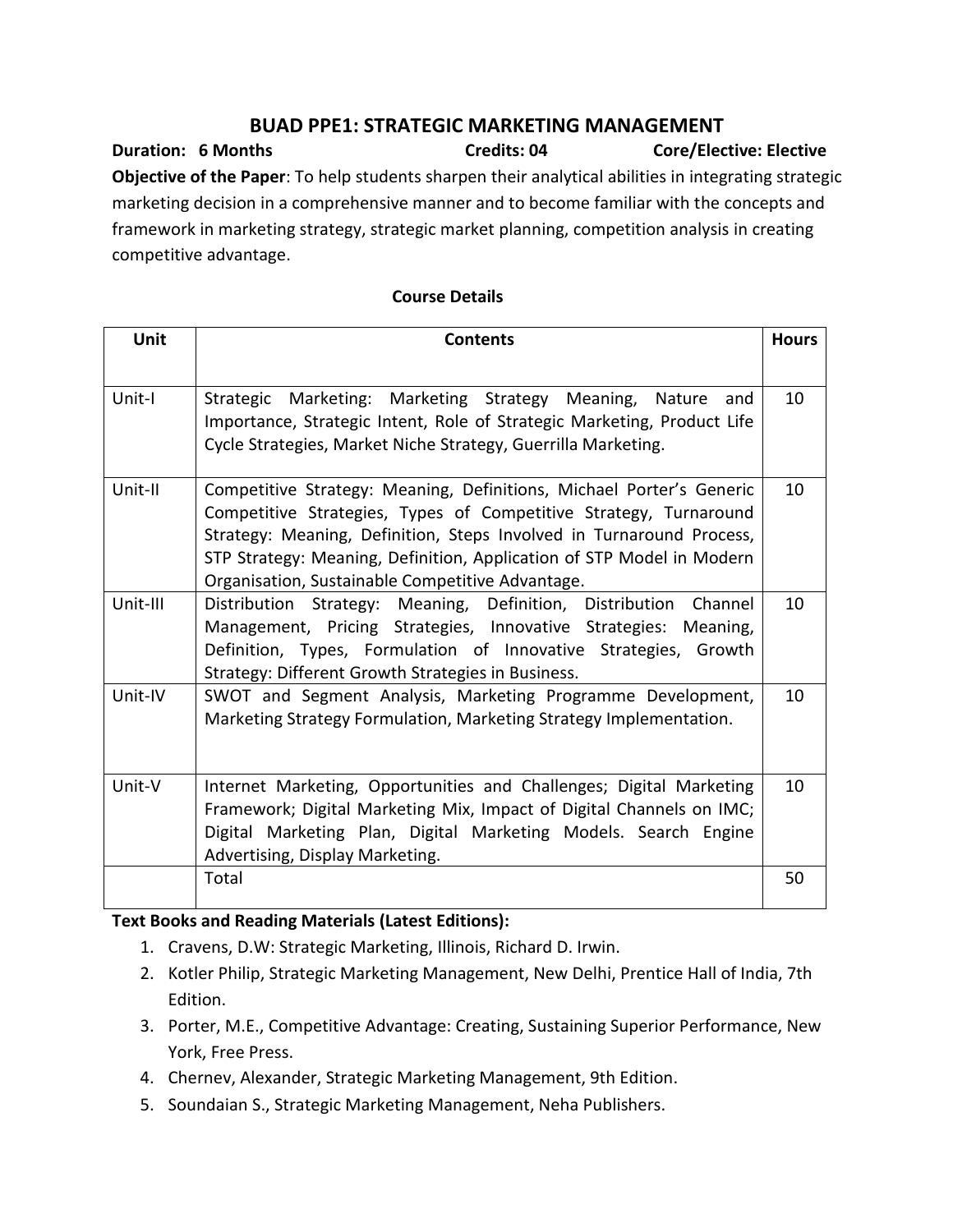# BUAD PPE1: STRATEGIC MARKETING MANAGEMENT

**Duration: 6 Months** **Credits: 04** **Core/Elective: Elective**

**Objective of the Paper**: To help students sharpen their analytical abilities in integrating strategic marketing decision in a comprehensive manner and to become familiar with the concepts and framework in marketing strategy, strategic market planning, competition analysis in creating competitive advantage.

## Course Details

| Unit | Contents | Hours |
|---|---|---|
| Unit-I | Strategic Marketing: Marketing Strategy Meaning, Nature and Importance, Strategic Intent, Role of Strategic Marketing, Product Life Cycle Strategies, Market Niche Strategy, Guerrilla Marketing. | 10 |
| Unit-II | Competitive Strategy: Meaning, Definitions, Michael Porter's Generic Competitive Strategies, Types of Competitive Strategy, Turnaround Strategy: Meaning, Definition, Steps Involved in Turnaround Process, STP Strategy: Meaning, Definition, Application of STP Model in Modern Organisation, Sustainable Competitive Advantage. | 10 |
| Unit-III | Distribution Strategy: Meaning, Definition, Distribution Channel Management, Pricing Strategies, Innovative Strategies: Meaning, Definition, Types, Formulation of Innovative Strategies, Growth Strategy: Different Growth Strategies in Business. | 10 |
| Unit-IV | SWOT and Segment Analysis, Marketing Programme Development, Marketing Strategy Formulation, Marketing Strategy Implementation. | 10 |
| Unit-V | Internet Marketing, Opportunities and Challenges; Digital Marketing Framework; Digital Marketing Mix, Impact of Digital Channels on IMC; Digital Marketing Plan, Digital Marketing Models. Search Engine Advertising, Display Marketing. | 10 |
| | Total | 50 |

**Text Books and Reading Materials (Latest Editions):**

1. Cravens, D.W: Strategic Marketing, Illinois, Richard D. Irwin.
2. Kotler Philip, Strategic Marketing Management, New Delhi, Prentice Hall of India, 7th Edition.
3. Porter, M.E., Competitive Advantage: Creating, Sustaining Superior Performance, New York, Free Press.
4. Chernev, Alexander, Strategic Marketing Management, 9th Edition.
5. Soundaian S., Strategic Marketing Management, Neha Publishers.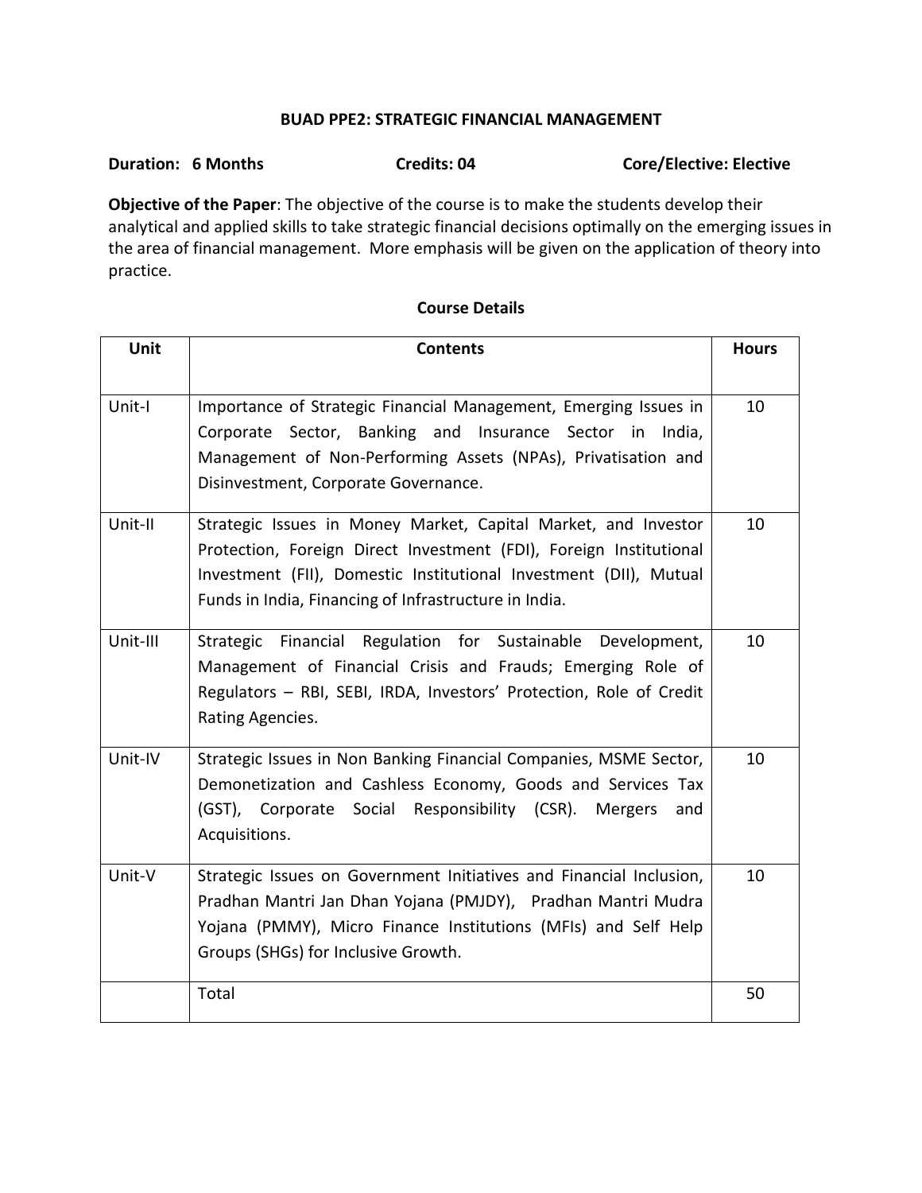## BUAD PPE2: STRATEGIC FINANCIAL MANAGEMENT

**Duration: 6 Months** **Credits: 04** **Core/Elective: Elective**

**Objective of the Paper**: The objective of the course is to make the students develop their analytical and applied skills to take strategic financial decisions optimally on the emerging issues in the area of financial management. More emphasis will be given on the application of theory into practice.

### Course Details

| Unit | Contents | Hours |
| --- | --- | --- |
| Unit-I | Importance of Strategic Financial Management, Emerging Issues in Corporate Sector, Banking and Insurance Sector in India, Management of Non-Performing Assets (NPAs), Privatisation and Disinvestment, Corporate Governance. | 10 |
| Unit-II | Strategic Issues in Money Market, Capital Market, and Investor Protection, Foreign Direct Investment (FDI), Foreign Institutional Investment (FII), Domestic Institutional Investment (DII), Mutual Funds in India, Financing of Infrastructure in India. | 10 |
| Unit-III | Strategic Financial Regulation for Sustainable Development, Management of Financial Crisis and Frauds; Emerging Role of Regulators – RBI, SEBI, IRDA, Investors' Protection, Role of Credit Rating Agencies. | 10 |
| Unit-IV | Strategic Issues in Non Banking Financial Companies, MSME Sector, Demonetization and Cashless Economy, Goods and Services Tax (GST), Corporate Social Responsibility (CSR). Mergers and Acquisitions. | 10 |
| Unit-V | Strategic Issues on Government Initiatives and Financial Inclusion, Pradhan Mantri Jan Dhan Yojana (PMJDY), Pradhan Mantri Mudra Yojana (PMMY), Micro Finance Institutions (MFIs) and Self Help Groups (SHGs) for Inclusive Growth. | 10 |
| | Total | 50 |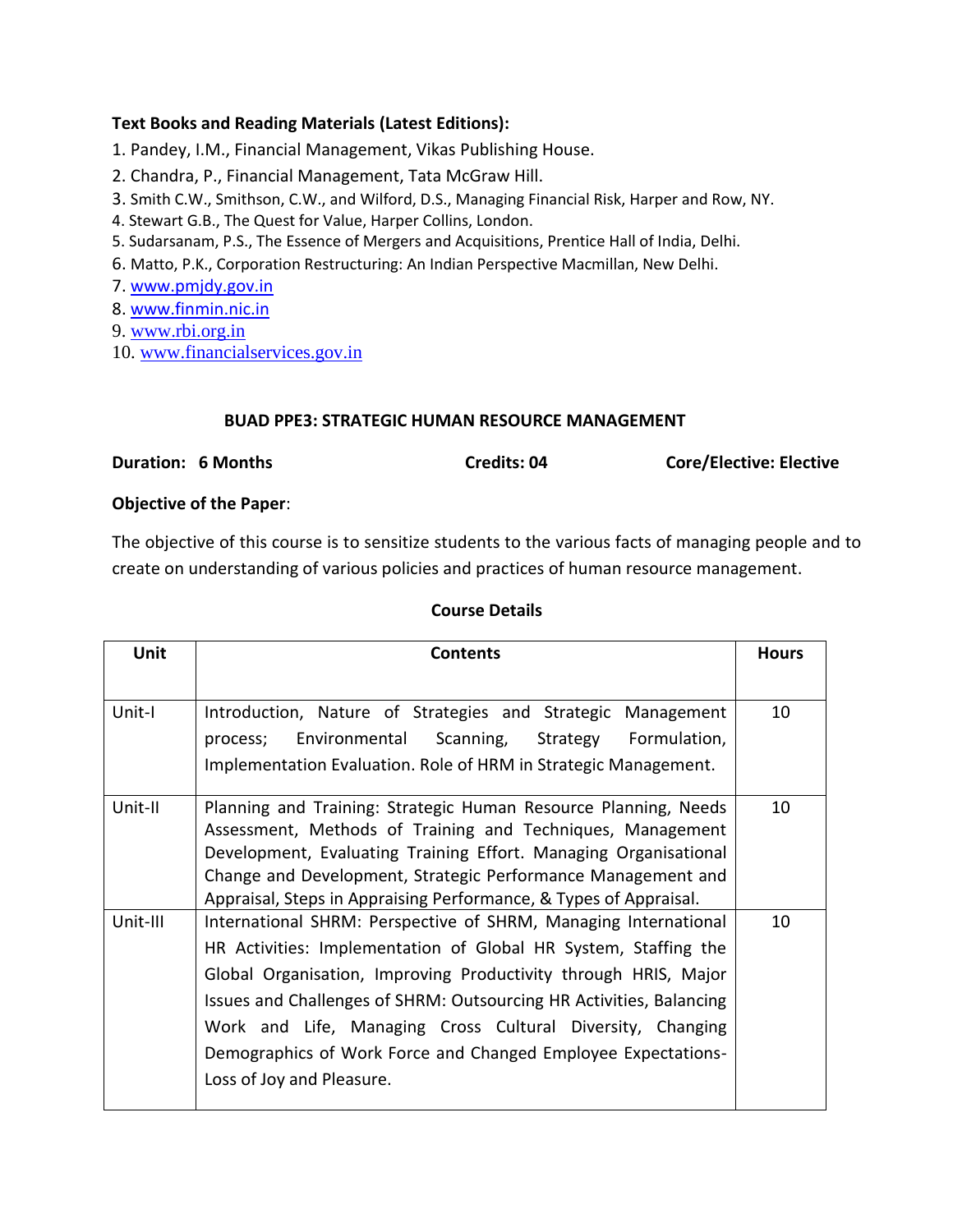**Text Books and Reading Materials (Latest Editions):**

1. Pandey, I.M., Financial Management, Vikas Publishing House.
2. Chandra, P., Financial Management, Tata McGraw Hill.
3. Smith C.W., Smithson, C.W., and Wilford, D.S., Managing Financial Risk, Harper and Row, NY.
4. Stewart G.B., The Quest for Value, Harper Collins, London.
5. Sudarsanam, P.S., The Essence of Mergers and Acquisitions, Prentice Hall of India, Delhi.
6. Matto, P.K., Corporation Restructuring: An Indian Perspective Macmillan, New Delhi.
7. www.pmjdy.gov.in
8. www.finmin.nic.in
9. www.rbi.org.in
10. www.financialservices.gov.in

## BUAD PPE3: STRATEGIC HUMAN RESOURCE MANAGEMENT

**Duration: 6 Months** **Credits: 04** **Core/Elective: Elective**

**Objective of the Paper**:

The objective of this course is to sensitize students to the various facts of managing people and to create on understanding of various policies and practices of human resource management.

**Course Details**

| Unit | Contents | Hours |
|---|---|---|
| Unit-I | Introduction, Nature of Strategies and Strategic Management process; Environmental Scanning, Strategy Formulation, Implementation Evaluation. Role of HRM in Strategic Management. | 10 |
| Unit-II | Planning and Training: Strategic Human Resource Planning, Needs Assessment, Methods of Training and Techniques, Management Development, Evaluating Training Effort. Managing Organisational Change and Development, Strategic Performance Management and Appraisal, Steps in Appraising Performance, & Types of Appraisal. | 10 |
| Unit-III | International SHRM: Perspective of SHRM, Managing International HR Activities: Implementation of Global HR System, Staffing the Global Organisation, Improving Productivity through HRIS, Major Issues and Challenges of SHRM: Outsourcing HR Activities, Balancing Work and Life, Managing Cross Cultural Diversity, Changing Demographics of Work Force and Changed Employee Expectations-Loss of Joy and Pleasure. | 10 |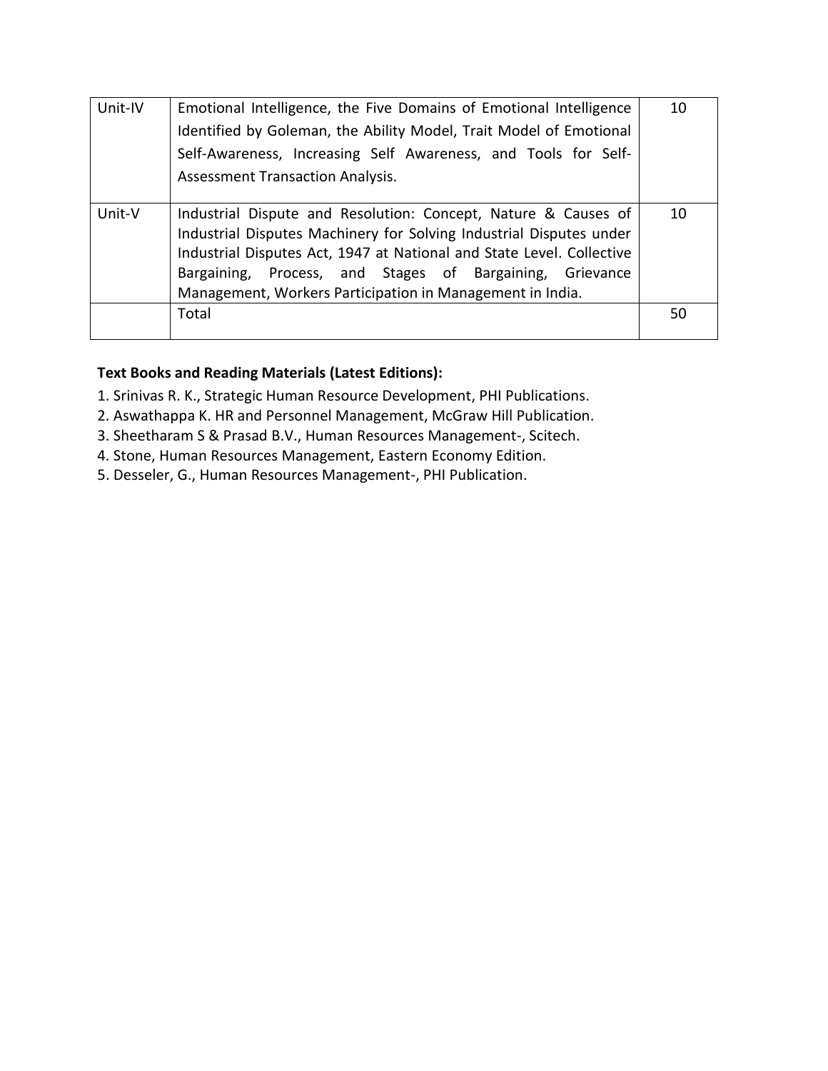| | | |
|---|---|---|
| Unit-IV | Emotional Intelligence, the Five Domains of Emotional Intelligence Identified by Goleman, the Ability Model, Trait Model of Emotional Self-Awareness, Increasing Self Awareness, and Tools for Self-Assessment Transaction Analysis. | 10 |
| Unit-V | Industrial Dispute and Resolution: Concept, Nature & Causes of Industrial Disputes Machinery for Solving Industrial Disputes under Industrial Disputes Act, 1947 at National and State Level. Collective Bargaining, Process, and Stages of Bargaining, Grievance Management, Workers Participation in Management in India. | 10 |
| | Total | 50 |

**Text Books and Reading Materials (Latest Editions):**

1. Srinivas R. K., Strategic Human Resource Development, PHI Publications.
2. Aswathappa K. HR and Personnel Management, McGraw Hill Publication.
3. Sheetharam S & Prasad B.V., Human Resources Management-, Scitech.
4. Stone, Human Resources Management, Eastern Economy Edition.
5. Desseler, G., Human Resources Management-, PHI Publication.